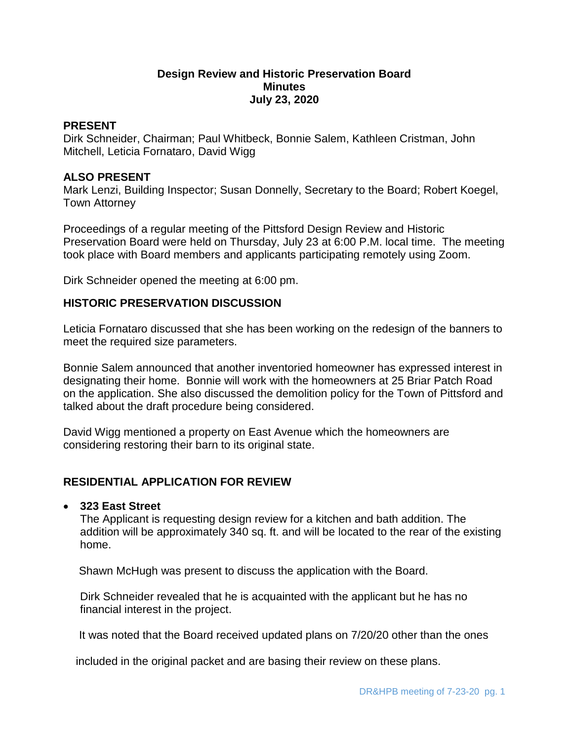# Design Review and Historic Preservation Board
## Minutes
## July 23, 2020

**PRESENT**
Dirk Schneider, Chairman; Paul Whitbeck, Bonnie Salem, Kathleen Cristman, John Mitchell, Leticia Fornataro, David Wigg

**ALSO PRESENT**
Mark Lenzi, Building Inspector; Susan Donnelly, Secretary to the Board; Robert Koegel, Town Attorney

Proceedings of a regular meeting of the Pittsford Design Review and Historic Preservation Board were held on Thursday, July 23 at 6:00 P.M. local time. The meeting took place with Board members and applicants participating remotely using Zoom.

Dirk Schneider opened the meeting at 6:00 pm.

**HISTORIC PRESERVATION DISCUSSION**

Leticia Fornataro discussed that she has been working on the redesign of the banners to meet the required size parameters.

Bonnie Salem announced that another inventoried homeowner has expressed interest in designating their home. Bonnie will work with the homeowners at 25 Briar Patch Road on the application. She also discussed the demolition policy for the Town of Pittsford and talked about the draft procedure being considered.

David Wigg mentioned a property on East Avenue which the homeowners are considering restoring their barn to its original state.

**RESIDENTIAL APPLICATION FOR REVIEW**

- **323 East Street**
  The Applicant is requesting design review for a kitchen and bath addition. The addition will be approximately 340 sq. ft. and will be located to the rear of the existing home.

  Shawn McHugh was present to discuss the application with the Board.

  Dirk Schneider revealed that he is acquainted with the applicant but he has no financial interest in the project.

  It was noted that the Board received updated plans on 7/20/20 other than the ones included in the original packet and are basing their review on these plans.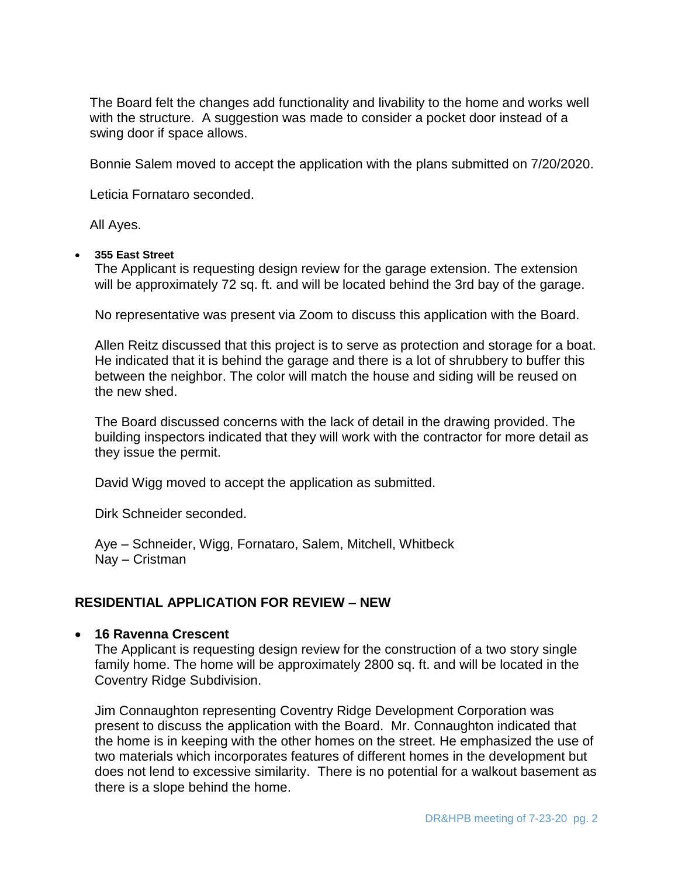The Board felt the changes add functionality and livability to the home and works well with the structure. A suggestion was made to consider a pocket door instead of a swing door if space allows.

Bonnie Salem moved to accept the application with the plans submitted on 7/20/2020.

Leticia Fornataro seconded.

All Ayes.

- **355 East Street**

  The Applicant is requesting design review for the garage extension. The extension will be approximately 72 sq. ft. and will be located behind the 3rd bay of the garage.

  No representative was present via Zoom to discuss this application with the Board.

  Allen Reitz discussed that this project is to serve as protection and storage for a boat. He indicated that it is behind the garage and there is a lot of shrubbery to buffer this between the neighbor. The color will match the house and siding will be reused on the new shed.

  The Board discussed concerns with the lack of detail in the drawing provided. The building inspectors indicated that they will work with the contractor for more detail as they issue the permit.

  David Wigg moved to accept the application as submitted.

  Dirk Schneider seconded.

  Aye – Schneider, Wigg, Fornataro, Salem, Mitchell, Whitbeck
  Nay – Cristman

## RESIDENTIAL APPLICATION FOR REVIEW – NEW

- **16 Ravenna Crescent**

  The Applicant is requesting design review for the construction of a two story single family home. The home will be approximately 2800 sq. ft. and will be located in the Coventry Ridge Subdivision.

  Jim Connaughton representing Coventry Ridge Development Corporation was present to discuss the application with the Board. Mr. Connaughton indicated that the home is in keeping with the other homes on the street. He emphasized the use of two materials which incorporates features of different homes in the development but does not lend to excessive similarity. There is no potential for a walkout basement as there is a slope behind the home.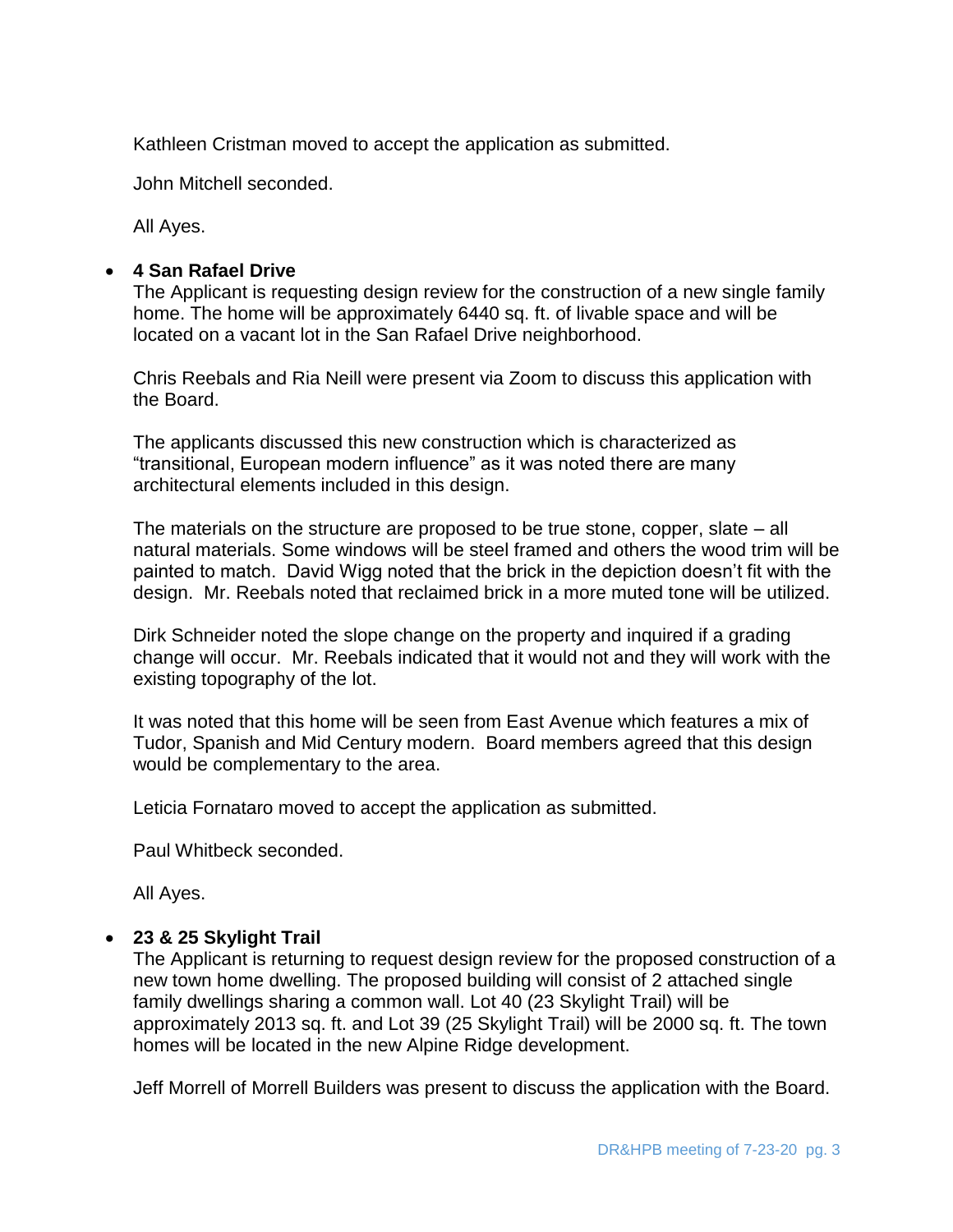Kathleen Cristman moved to accept the application as submitted.

John Mitchell seconded.

All Ayes.

- **4 San Rafael Drive**

  The Applicant is requesting design review for the construction of a new single family home. The home will be approximately 6440 sq. ft. of livable space and will be located on a vacant lot in the San Rafael Drive neighborhood.

  Chris Reebals and Ria Neill were present via Zoom to discuss this application with the Board.

  The applicants discussed this new construction which is characterized as "transitional, European modern influence" as it was noted there are many architectural elements included in this design.

  The materials on the structure are proposed to be true stone, copper, slate – all natural materials. Some windows will be steel framed and others the wood trim will be painted to match. David Wigg noted that the brick in the depiction doesn't fit with the design. Mr. Reebals noted that reclaimed brick in a more muted tone will be utilized.

  Dirk Schneider noted the slope change on the property and inquired if a grading change will occur. Mr. Reebals indicated that it would not and they will work with the existing topography of the lot.

  It was noted that this home will be seen from East Avenue which features a mix of Tudor, Spanish and Mid Century modern. Board members agreed that this design would be complementary to the area.

  Leticia Fornataro moved to accept the application as submitted.

  Paul Whitbeck seconded.

  All Ayes.

- **23 & 25 Skylight Trail**

  The Applicant is returning to request design review for the proposed construction of a new town home dwelling. The proposed building will consist of 2 attached single family dwellings sharing a common wall. Lot 40 (23 Skylight Trail) will be approximately 2013 sq. ft. and Lot 39 (25 Skylight Trail) will be 2000 sq. ft. The town homes will be located in the new Alpine Ridge development.

  Jeff Morrell of Morrell Builders was present to discuss the application with the Board.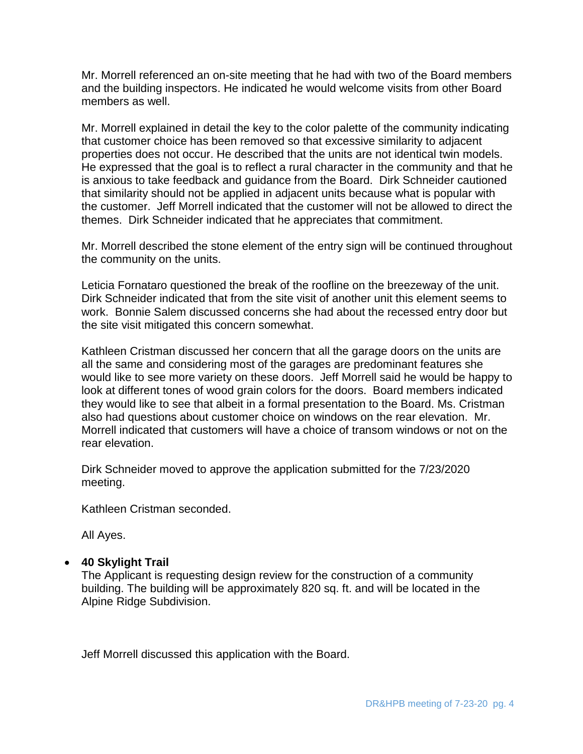Mr. Morrell referenced an on-site meeting that he had with two of the Board members and the building inspectors. He indicated he would welcome visits from other Board members as well.

Mr. Morrell explained in detail the key to the color palette of the community indicating that customer choice has been removed so that excessive similarity to adjacent properties does not occur. He described that the units are not identical twin models. He expressed that the goal is to reflect a rural character in the community and that he is anxious to take feedback and guidance from the Board. Dirk Schneider cautioned that similarity should not be applied in adjacent units because what is popular with the customer. Jeff Morrell indicated that the customer will not be allowed to direct the themes. Dirk Schneider indicated that he appreciates that commitment.

Mr. Morrell described the stone element of the entry sign will be continued throughout the community on the units.

Leticia Fornataro questioned the break of the roofline on the breezeway of the unit. Dirk Schneider indicated that from the site visit of another unit this element seems to work. Bonnie Salem discussed concerns she had about the recessed entry door but the site visit mitigated this concern somewhat.

Kathleen Cristman discussed her concern that all the garage doors on the units are all the same and considering most of the garages are predominant features she would like to see more variety on these doors. Jeff Morrell said he would be happy to look at different tones of wood grain colors for the doors. Board members indicated they would like to see that albeit in a formal presentation to the Board. Ms. Cristman also had questions about customer choice on windows on the rear elevation. Mr. Morrell indicated that customers will have a choice of transom windows or not on the rear elevation.

Dirk Schneider moved to approve the application submitted for the 7/23/2020 meeting.

Kathleen Cristman seconded.

All Ayes.

- **40 Skylight Trail**
  The Applicant is requesting design review for the construction of a community building. The building will be approximately 820 sq. ft. and will be located in the Alpine Ridge Subdivision.

Jeff Morrell discussed this application with the Board.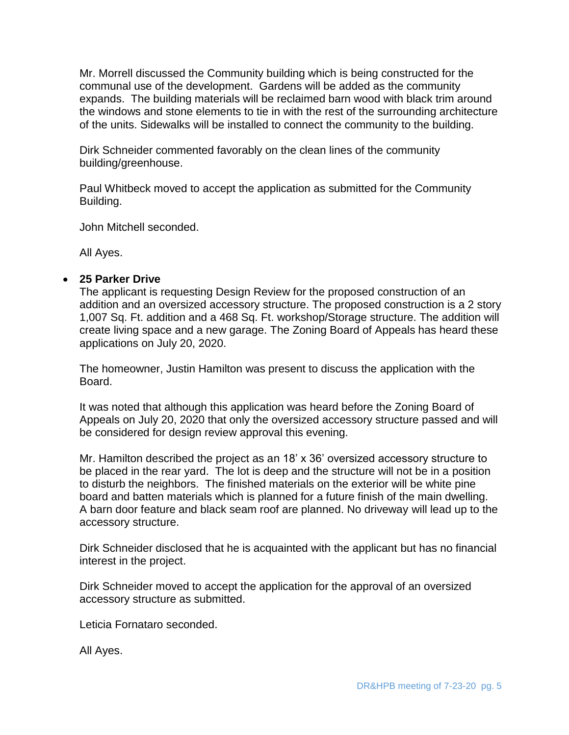Mr. Morrell discussed the Community building which is being constructed for the communal use of the development. Gardens will be added as the community expands. The building materials will be reclaimed barn wood with black trim around the windows and stone elements to tie in with the rest of the surrounding architecture of the units. Sidewalks will be installed to connect the community to the building.

Dirk Schneider commented favorably on the clean lines of the community building/greenhouse.

Paul Whitbeck moved to accept the application as submitted for the Community Building.

John Mitchell seconded.

All Ayes.

- **25 Parker Drive**

  The applicant is requesting Design Review for the proposed construction of an addition and an oversized accessory structure. The proposed construction is a 2 story 1,007 Sq. Ft. addition and a 468 Sq. Ft. workshop/Storage structure. The addition will create living space and a new garage. The Zoning Board of Appeals has heard these applications on July 20, 2020.

  The homeowner, Justin Hamilton was present to discuss the application with the Board.

  It was noted that although this application was heard before the Zoning Board of Appeals on July 20, 2020 that only the oversized accessory structure passed and will be considered for design review approval this evening.

  Mr. Hamilton described the project as an 18' x 36' oversized accessory structure to be placed in the rear yard. The lot is deep and the structure will not be in a position to disturb the neighbors. The finished materials on the exterior will be white pine board and batten materials which is planned for a future finish of the main dwelling. A barn door feature and black seam roof are planned. No driveway will lead up to the accessory structure.

  Dirk Schneider disclosed that he is acquainted with the applicant but has no financial interest in the project.

  Dirk Schneider moved to accept the application for the approval of an oversized accessory structure as submitted.

  Leticia Fornataro seconded.

  All Ayes.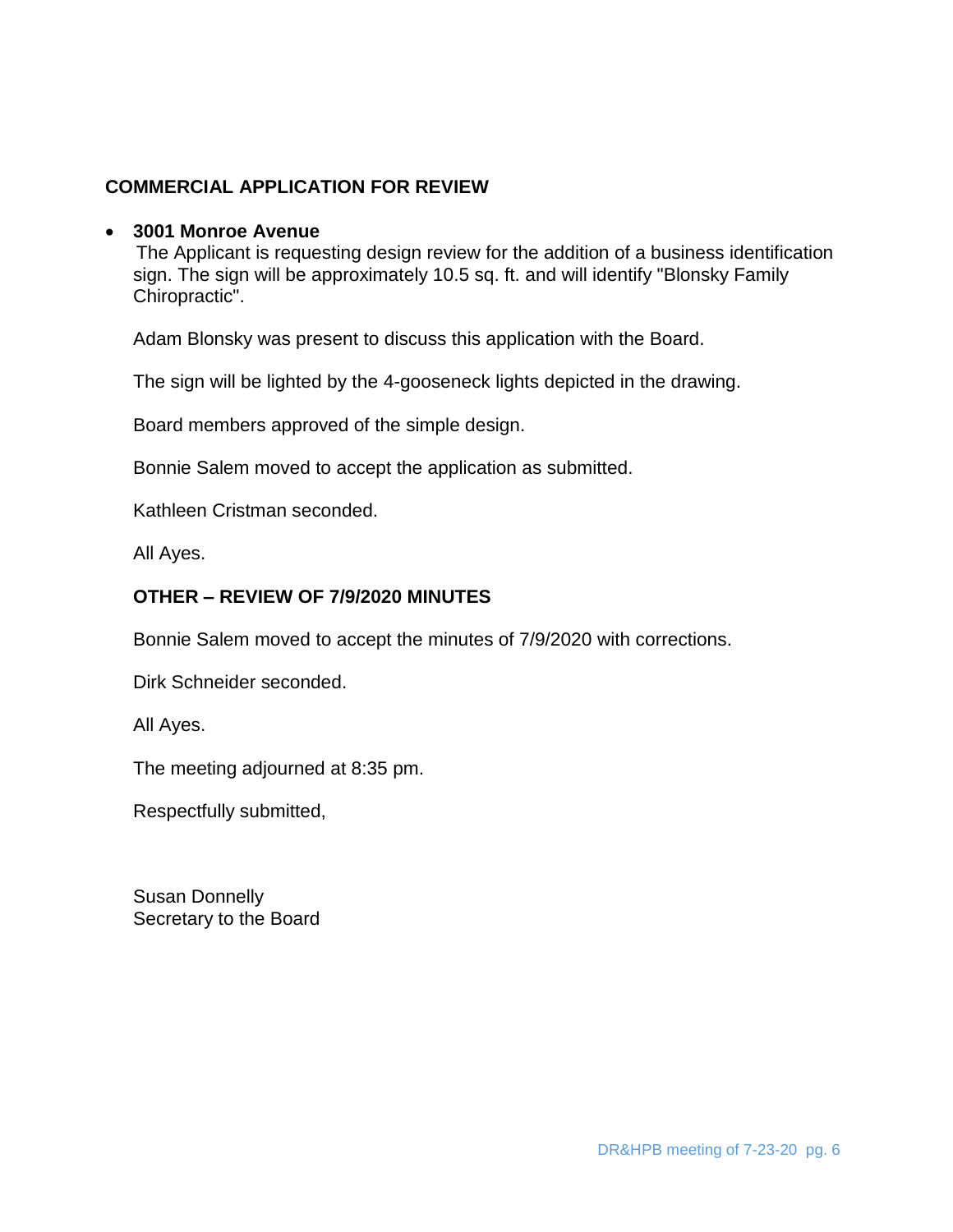## COMMERCIAL APPLICATION FOR REVIEW

- **3001 Monroe Avenue**
  The Applicant is requesting design review for the addition of a business identification sign. The sign will be approximately 10.5 sq. ft. and will identify "Blonsky Family Chiropractic".

  Adam Blonsky was present to discuss this application with the Board.

  The sign will be lighted by the 4-gooseneck lights depicted in the drawing.

  Board members approved of the simple design.

  Bonnie Salem moved to accept the application as submitted.

  Kathleen Cristman seconded.

  All Ayes.

### OTHER – REVIEW OF 7/9/2020 MINUTES

Bonnie Salem moved to accept the minutes of 7/9/2020 with corrections.

Dirk Schneider seconded.

All Ayes.

The meeting adjourned at 8:35 pm.

Respectfully submitted,

Susan Donnelly
Secretary to the Board